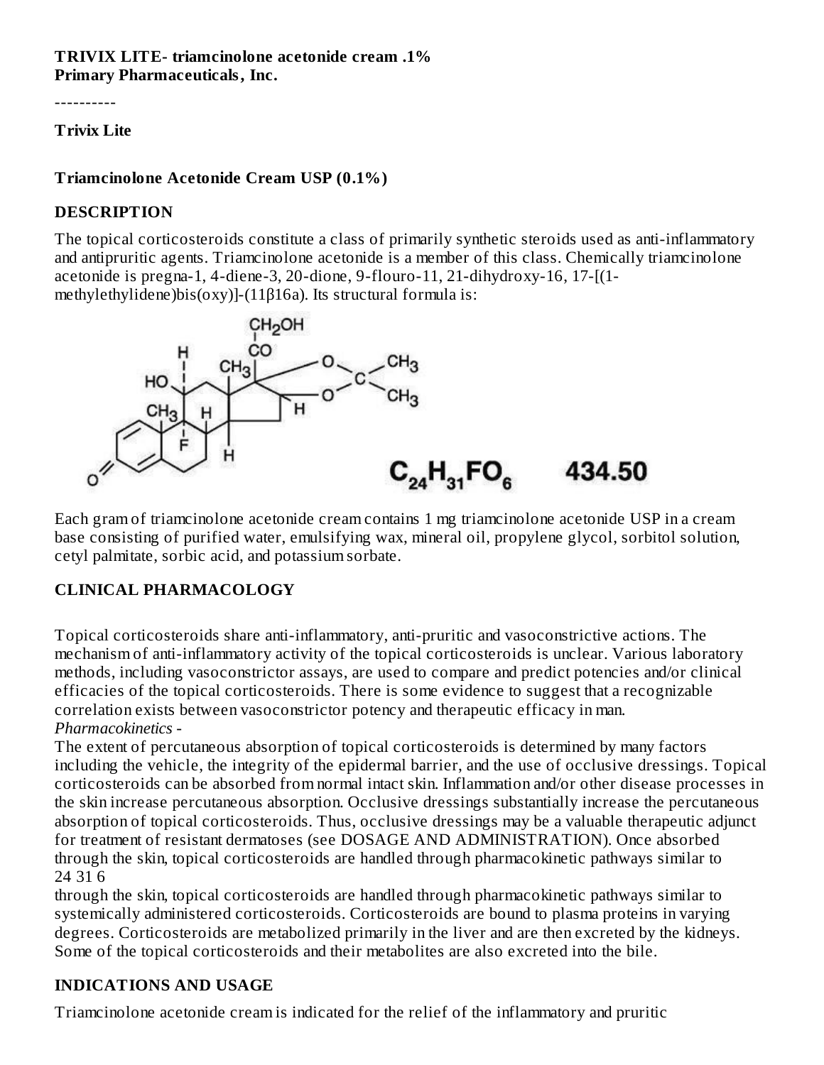**TRIVIX LITE- triamcinolone acetonide cream .1%**
**Primary Pharmaceuticals, Inc.**

----------

**Trivix Lite**

**Triamcinolone Acetonide Cream USP (0.1%)**

## DESCRIPTION

The topical corticosteroids constitute a class of primarily synthetic steroids used as anti-inflammatory and antipruritic agents. Triamcinolone acetonide is a member of this class. Chemically triamcinolone acetonide is pregna-1, 4-diene-3, 20-dione, 9-flouro-11, 21-dihydroxy-16, 17-[(1-methylethylidene)bis(oxy)]-(11β16a). Its structural formula is:

$C_{24}H_{31}FO_6$ 434.50

Each gram of triamcinolone acetonide cream contains 1 mg triamcinolone acetonide USP in a cream base consisting of purified water, emulsifying wax, mineral oil, propylene glycol, sorbitol solution, cetyl palmitate, sorbic acid, and potassium sorbate.

## CLINICAL PHARMACOLOGY

Topical corticosteroids share anti-inflammatory, anti-pruritic and vasoconstrictive actions. The mechanism of anti-inflammatory activity of the topical corticosteroids is unclear. Various laboratory methods, including vasoconstrictor assays, are used to compare and predict potencies and/or clinical efficacies of the topical corticosteroids. There is some evidence to suggest that a recognizable correlation exists between vasoconstrictor potency and therapeutic efficacy in man.
*Pharmacokinetics -*
The extent of percutaneous absorption of topical corticosteroids is determined by many factors including the vehicle, the integrity of the epidermal barrier, and the use of occlusive dressings. Topical corticosteroids can be absorbed from normal intact skin. Inflammation and/or other disease processes in the skin increase percutaneous absorption. Occlusive dressings substantially increase the percutaneous absorption of topical corticosteroids. Thus, occlusive dressings may be a valuable therapeutic adjunct for treatment of resistant dermatoses (see DOSAGE AND ADMINISTRATION). Once absorbed through the skin, topical corticosteroids are handled through pharmacokinetic pathways similar to
24 31 6
through the skin, topical corticosteroids are handled through pharmacokinetic pathways similar to systemically administered corticosteroids. Corticosteroids are bound to plasma proteins in varying degrees. Corticosteroids are metabolized primarily in the liver and are then excreted by the kidneys. Some of the topical corticosteroids and their metabolites are also excreted into the bile.

## INDICATIONS AND USAGE

Triamcinolone acetonide cream is indicated for the relief of the inflammatory and pruritic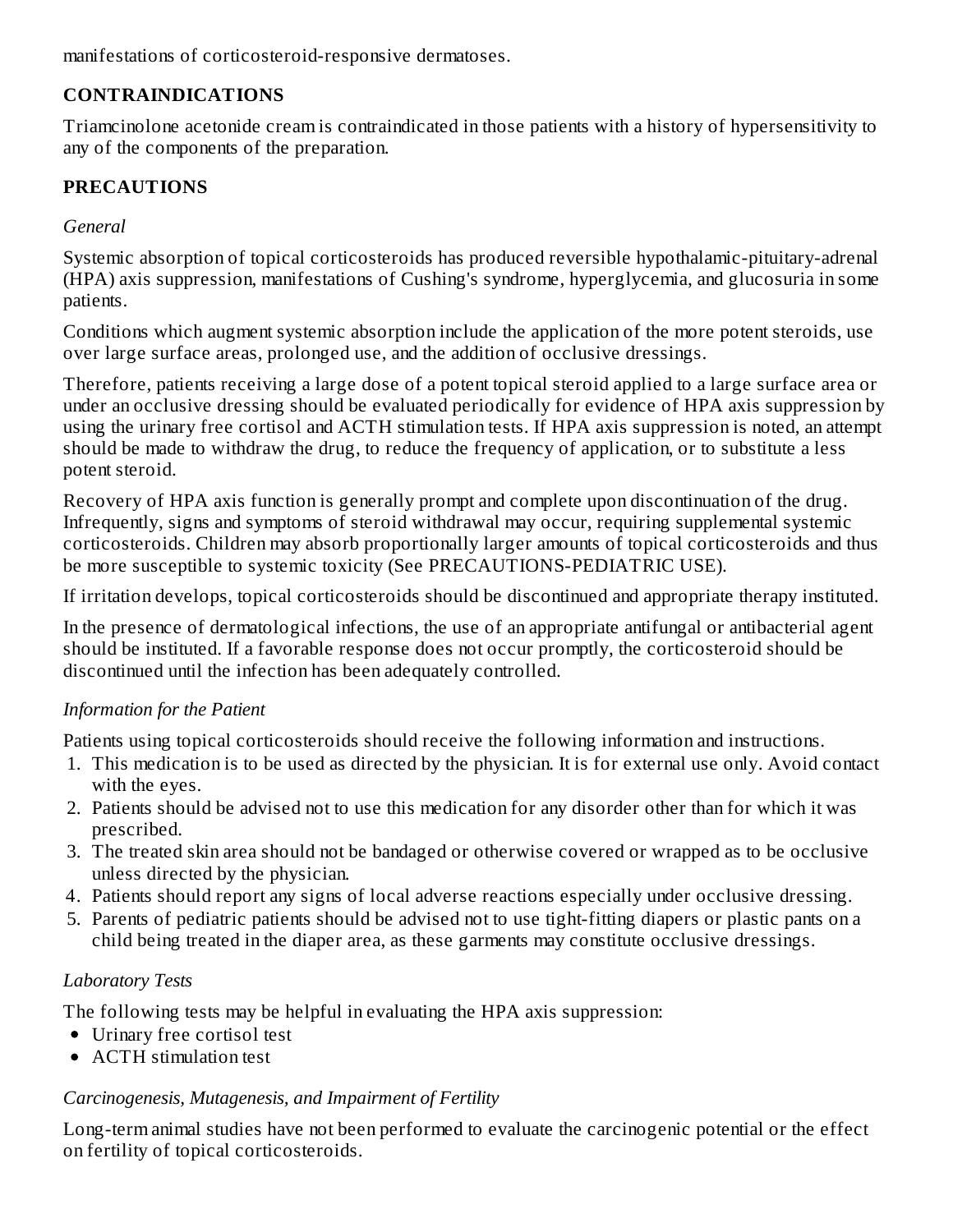manifestations of corticosteroid-responsive dermatoses.

## CONTRAINDICATIONS

Triamcinolone acetonide cream is contraindicated in those patients with a history of hypersensitivity to any of the components of the preparation.

## PRECAUTIONS

### *General*

Systemic absorption of topical corticosteroids has produced reversible hypothalamic-pituitary-adrenal (HPA) axis suppression, manifestations of Cushing's syndrome, hyperglycemia, and glucosuria in some patients.

Conditions which augment systemic absorption include the application of the more potent steroids, use over large surface areas, prolonged use, and the addition of occlusive dressings.

Therefore, patients receiving a large dose of a potent topical steroid applied to a large surface area or under an occlusive dressing should be evaluated periodically for evidence of HPA axis suppression by using the urinary free cortisol and ACTH stimulation tests. If HPA axis suppression is noted, an attempt should be made to withdraw the drug, to reduce the frequency of application, or to substitute a less potent steroid.

Recovery of HPA axis function is generally prompt and complete upon discontinuation of the drug. Infrequently, signs and symptoms of steroid withdrawal may occur, requiring supplemental systemic corticosteroids. Children may absorb proportionally larger amounts of topical corticosteroids and thus be more susceptible to systemic toxicity (See PRECAUTIONS-PEDIATRIC USE).

If irritation develops, topical corticosteroids should be discontinued and appropriate therapy instituted.

In the presence of dermatological infections, the use of an appropriate antifungal or antibacterial agent should be instituted. If a favorable response does not occur promptly, the corticosteroid should be discontinued until the infection has been adequately controlled.

### *Information for the Patient*

Patients using topical corticosteroids should receive the following information and instructions.

1. This medication is to be used as directed by the physician. It is for external use only. Avoid contact with the eyes.
2. Patients should be advised not to use this medication for any disorder other than for which it was prescribed.
3. The treated skin area should not be bandaged or otherwise covered or wrapped as to be occlusive unless directed by the physician.
4. Patients should report any signs of local adverse reactions especially under occlusive dressing.
5. Parents of pediatric patients should be advised not to use tight-fitting diapers or plastic pants on a child being treated in the diaper area, as these garments may constitute occlusive dressings.

### *Laboratory Tests*

The following tests may be helpful in evaluating the HPA axis suppression:

- Urinary free cortisol test
- ACTH stimulation test

### *Carcinogenesis, Mutagenesis, and Impairment of Fertility*

Long-term animal studies have not been performed to evaluate the carcinogenic potential or the effect on fertility of topical corticosteroids.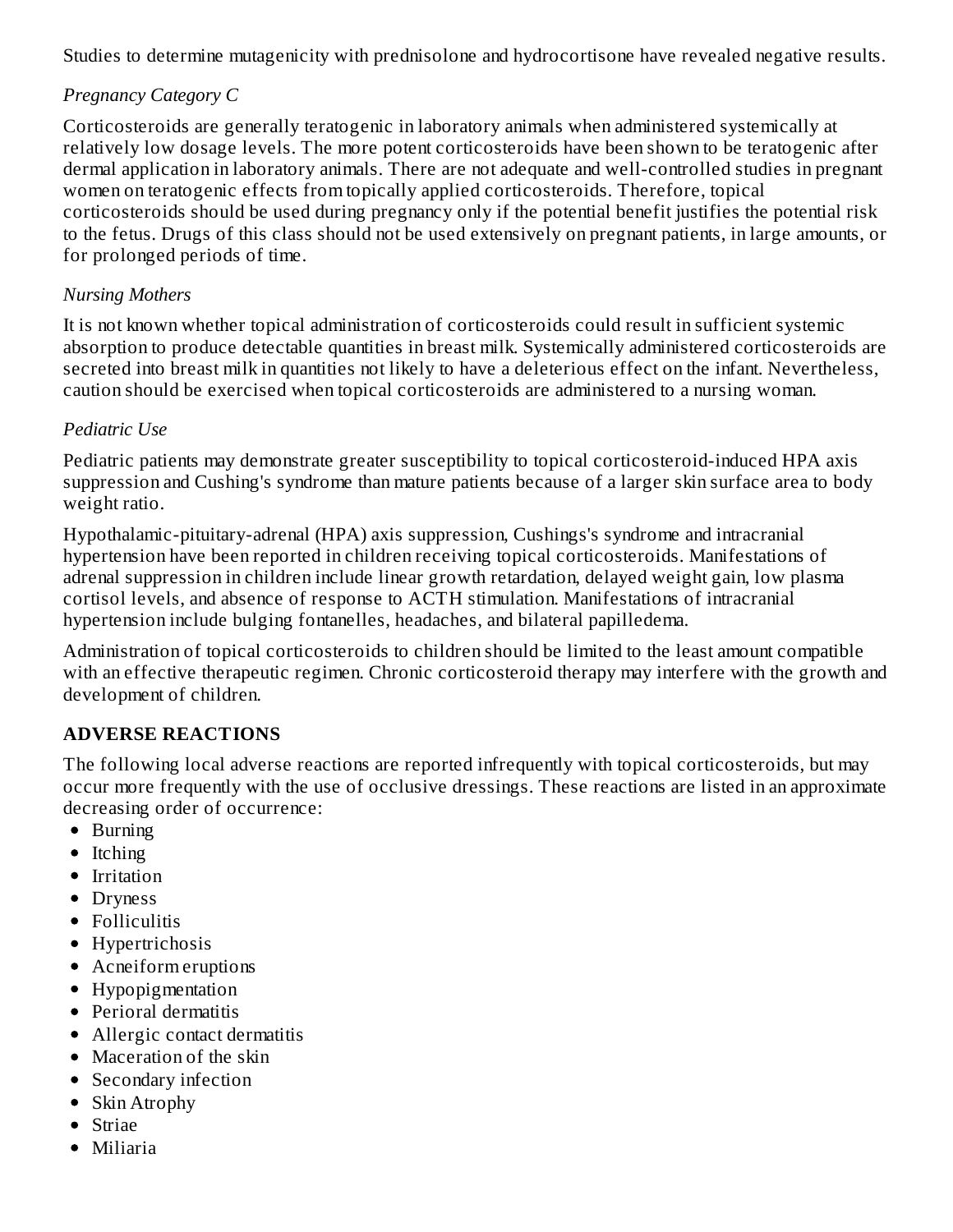Studies to determine mutagenicity with prednisolone and hydrocortisone have revealed negative results.

*Pregnancy Category C*

Corticosteroids are generally teratogenic in laboratory animals when administered systemically at relatively low dosage levels. The more potent corticosteroids have been shown to be teratogenic after dermal application in laboratory animals. There are not adequate and well-controlled studies in pregnant women on teratogenic effects from topically applied corticosteroids. Therefore, topical corticosteroids should be used during pregnancy only if the potential benefit justifies the potential risk to the fetus. Drugs of this class should not be used extensively on pregnant patients, in large amounts, or for prolonged periods of time.

*Nursing Mothers*

It is not known whether topical administration of corticosteroids could result in sufficient systemic absorption to produce detectable quantities in breast milk. Systemically administered corticosteroids are secreted into breast milk in quantities not likely to have a deleterious effect on the infant. Nevertheless, caution should be exercised when topical corticosteroids are administered to a nursing woman.

*Pediatric Use*

Pediatric patients may demonstrate greater susceptibility to topical corticosteroid-induced HPA axis suppression and Cushing's syndrome than mature patients because of a larger skin surface area to body weight ratio.

Hypothalamic-pituitary-adrenal (HPA) axis suppression, Cushings's syndrome and intracranial hypertension have been reported in children receiving topical corticosteroids. Manifestations of adrenal suppression in children include linear growth retardation, delayed weight gain, low plasma cortisol levels, and absence of response to ACTH stimulation. Manifestations of intracranial hypertension include bulging fontanelles, headaches, and bilateral papilledema.

Administration of topical corticosteroids to children should be limited to the least amount compatible with an effective therapeutic regimen. Chronic corticosteroid therapy may interfere with the growth and development of children.

## ADVERSE REACTIONS

The following local adverse reactions are reported infrequently with topical corticosteroids, but may occur more frequently with the use of occlusive dressings. These reactions are listed in an approximate decreasing order of occurrence:

- Burning
- Itching
- Irritation
- Dryness
- Folliculitis
- Hypertrichosis
- Acneiform eruptions
- Hypopigmentation
- Perioral dermatitis
- Allergic contact dermatitis
- Maceration of the skin
- Secondary infection
- Skin Atrophy
- Striae
- Miliaria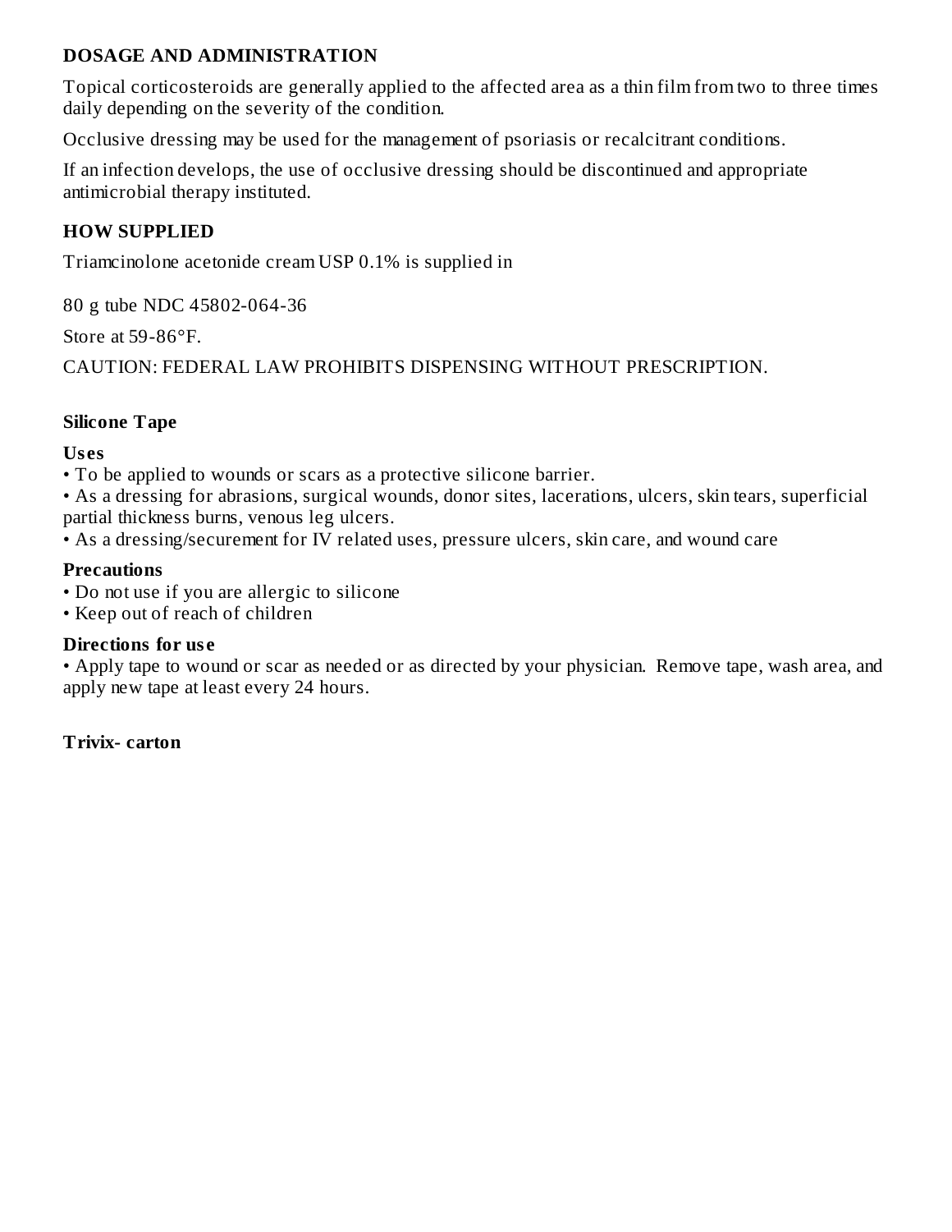## DOSAGE AND ADMINISTRATION

Topical corticosteroids are generally applied to the affected area as a thin film from two to three times daily depending on the severity of the condition.

Occlusive dressing may be used for the management of psoriasis or recalcitrant conditions.

If an infection develops, the use of occlusive dressing should be discontinued and appropriate antimicrobial therapy instituted.

## HOW SUPPLIED

Triamcinolone acetonide cream USP 0.1% is supplied in

80 g tube NDC 45802-064-36

Store at 59-86°F.

CAUTION: FEDERAL LAW PROHIBITS DISPENSING WITHOUT PRESCRIPTION.

## Silicone Tape

### Uses

- To be applied to wounds or scars as a protective silicone barrier.
- As a dressing for abrasions, surgical wounds, donor sites, lacerations, ulcers, skin tears, superficial partial thickness burns, venous leg ulcers.
- As a dressing/securement for IV related uses, pressure ulcers, skin care, and wound care

### Precautions

- Do not use if you are allergic to silicone
- Keep out of reach of children

### Directions for use

- Apply tape to wound or scar as needed or as directed by your physician. Remove tape, wash area, and apply new tape at least every 24 hours.

## Trivix- carton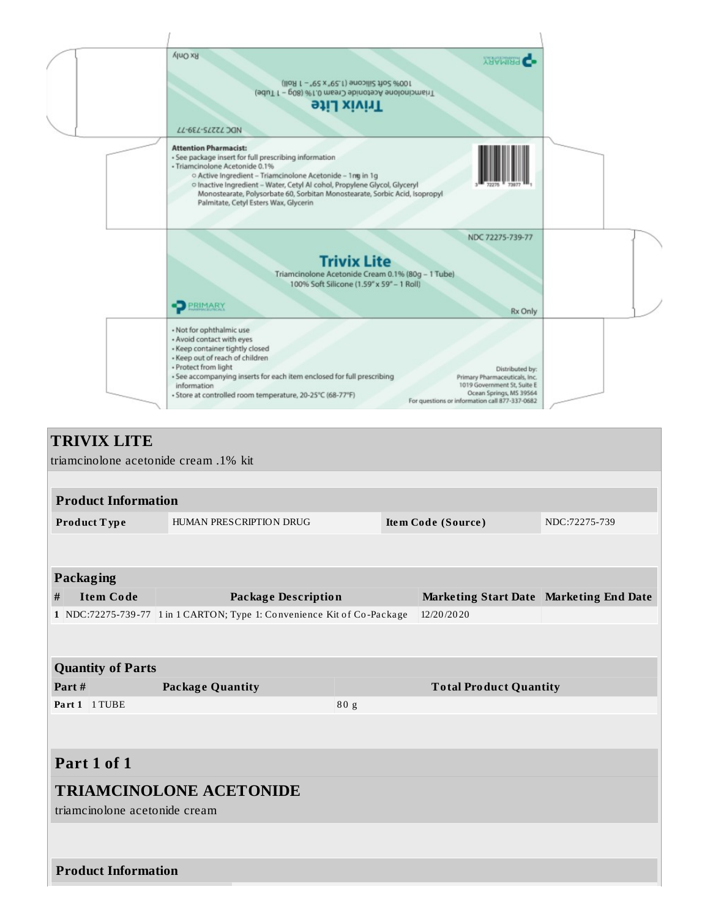Rx Only

PRIMARY PHARMACEUTICALS

100% Soft Silicone (1.59" x 59" – 1 Roll)

Triamcinolone Acetonide Cream 0.1% (80g – 1 Tube)

**Trivix Lite**

NDC 72275-739-77

**Attention Pharmacist:**

- See package insert for full prescribing information
- Triamcinolone Acetonide 0.1%
  - Active Ingredient – Triamcinolone Acetonide – 1mg in 1g
  - Inactive Ingredient – Water, Cetyl Al cohol, Propylene Glycol, Glyceryl Monostearate, Polysorbate 60, Sorbitan Monostearate, Sorbic Acid, Isopropyl Palmitate, Cetyl Esters Wax, Glycerin

3 72275 73977 1

NDC 72275-739-77

**Trivix Lite**

Triamcinolone Acetonide Cream 0.1% (80g – 1 Tube)
100% Soft Silicone (1.59" x 59" – 1 Roll)

PRIMARY PHARMACEUTICALS

Rx Only

- Not for ophthalmic use
- Avoid contact with eyes
- Keep container tightly closed
- Keep out of reach of children
- Protect from light
- See accompanying inserts for each item enclosed for full prescribing information
- Store at controlled room temperature, 20-25°C (68-77°F)

Distributed by:
Primary Pharmaceuticals, Inc.
1019 Government St, Suite E
Ocean Springs, MS 39564
For questions or information call 877-337-0682

## TRIVIX LITE

triamcinolone acetonide cream .1% kit

| Product Information | | | |
|---|---|---|---|
| **Product Type** | HUMAN PRESCRIPTION DRUG | **Item Code (Source)** | NDC:72275-739 |

| Packaging | | | | |
|---|---|---|---|---|
| **#** | **Item Code** | **Package Description** | **Marketing Start Date** | **Marketing End Date** |
| 1 | NDC:72275-739-77 | 1 in 1 CARTON; Type 1: Convenience Kit of Co-Package | 12/20/2020 | |

| Quantity of Parts | | |
|---|---|---|
| **Part #** | **Package Quantity** | **Total Product Quantity** |
| **Part 1** | 1 TUBE | 80 g |

## Part 1 of 1

### TRIAMCINOLONE ACETONIDE

triamcinolone acetonide cream

**Product Information**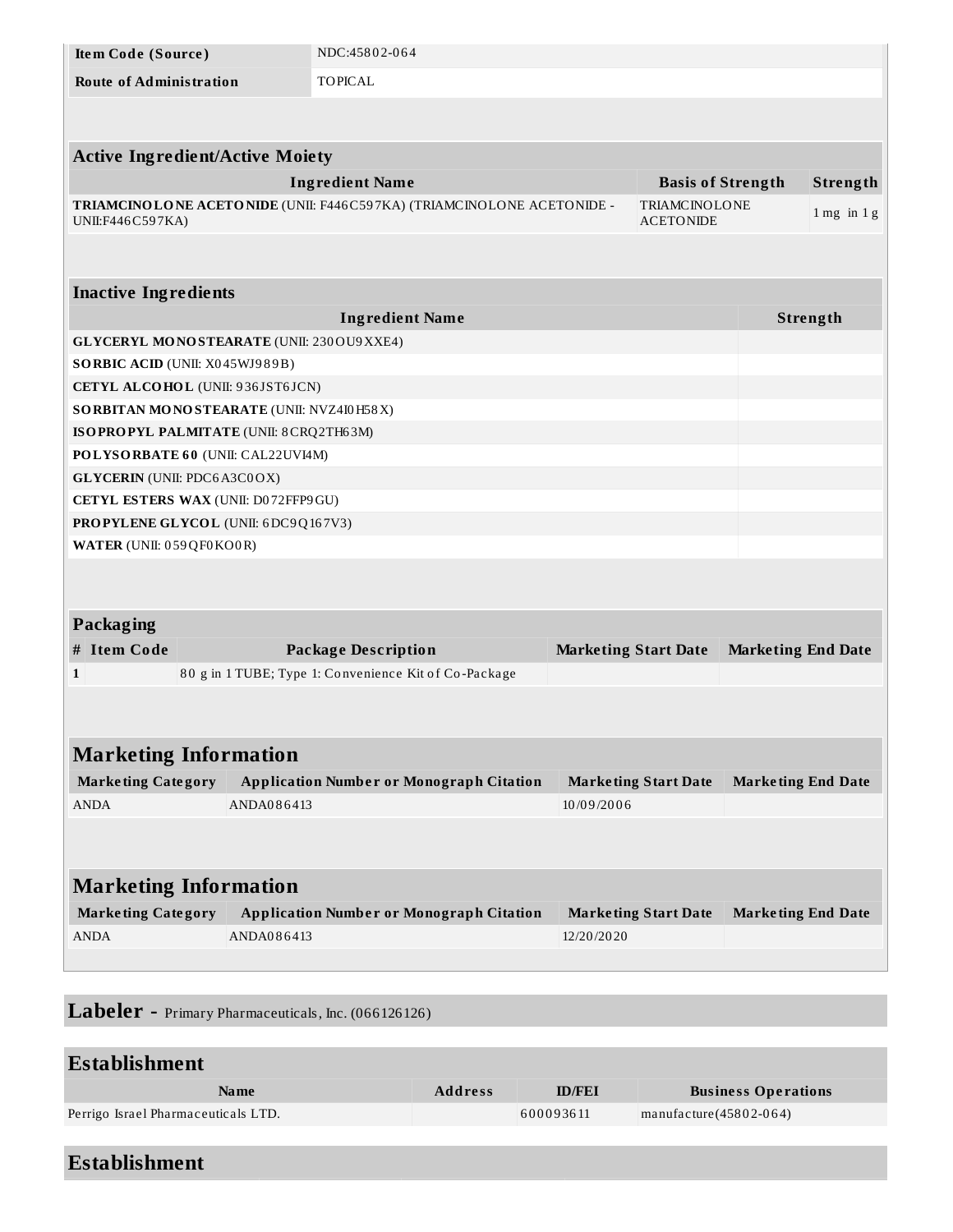| Item Code (Source) | NDC:45802-064 |
| --- | --- |
| Route of Administration | TOPICAL |

| Active Ingredient/Active Moiety | | |
| --- | --- | --- |
| **Ingredient Name** | **Basis of Strength** | **Strength** |
| **TRIAMCINOLONE ACETONIDE** (UNII: F446C597KA) (TRIAMCINOLONE ACETONIDE - UNII:F446C597KA) | TRIAMCINOLONE ACETONIDE | 1 mg in 1 g |

| Inactive Ingredients | |
| --- | --- |
| **Ingredient Name** | **Strength** |
| **GLYCERYL MONOSTEARATE** (UNII: 230OU9XXE4) | |
| **SORBIC ACID** (UNII: X045WJ989B) | |
| **CETYL ALCOHOL** (UNII: 936JST6JCN) | |
| **SORBITAN MONOSTEARATE** (UNII: NVZ4I0H58X) | |
| **ISOPROPYL PALMITATE** (UNII: 8CRQ2TH63M) | |
| **POLYSORBATE 60** (UNII: CAL22UVI4M) | |
| **GLYCERIN** (UNII: PDC6A3C0OX) | |
| **CETYL ESTERS WAX** (UNII: D072FFP9GU) | |
| **PROPYLENE GLYCOL** (UNII: 6DC9Q167V3) | |
| **WATER** (UNII: 059QF0KO0R) | |

| Packaging | | | | |
| --- | --- | --- | --- | --- |
| **#** | **Item Code** | **Package Description** | **Marketing Start Date** | **Marketing End Date** |
| 1 | | 80 g in 1 TUBE; Type 1: Convenience Kit of Co-Package | | |

## Marketing Information

| Marketing Category | Application Number or Monograph Citation | Marketing Start Date | Marketing End Date |
| --- | --- | --- | --- |
| ANDA | ANDA086413 | 10/09/2006 | |

## Marketing Information

| Marketing Category | Application Number or Monograph Citation | Marketing Start Date | Marketing End Date |
| --- | --- | --- | --- |
| ANDA | ANDA086413 | 12/20/2020 | |

## Labeler - Primary Pharmaceuticals, Inc. (066126126)

## Establishment

| Name | Address | ID/FEI | Business Operations |
| --- | --- | --- | --- |
| Perrigo Israel Pharmaceuticals LTD. | | 600093611 | manufacture(45802-064) |

## Establishment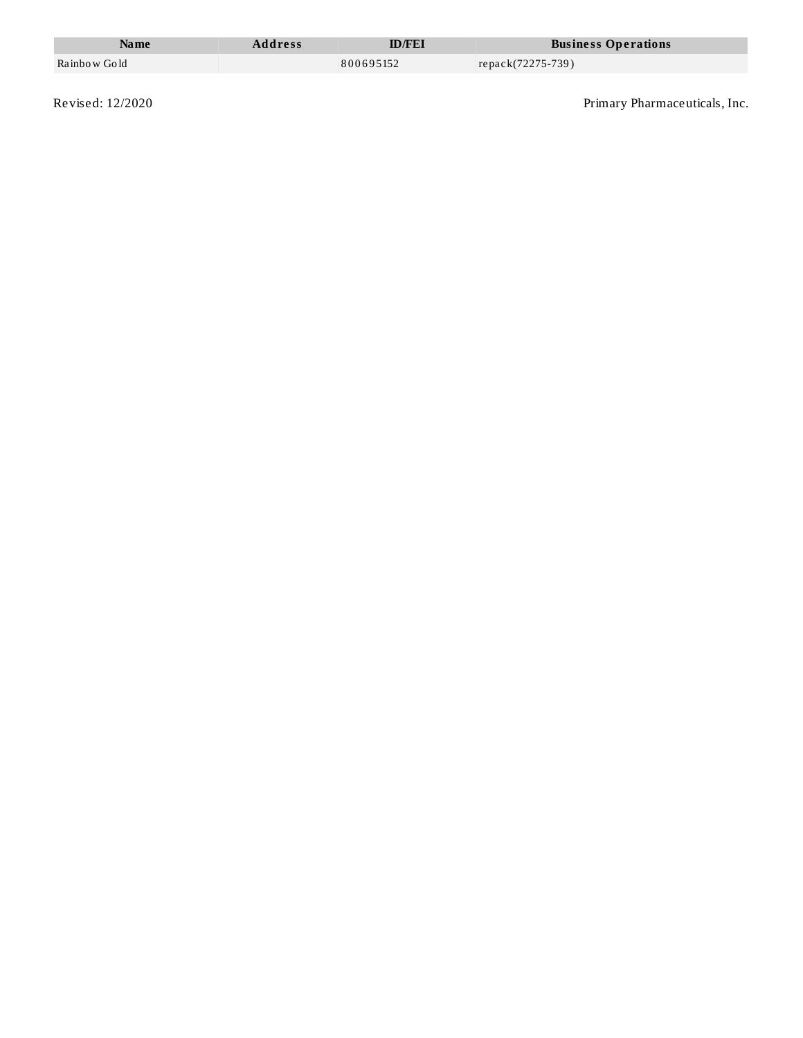| Name | Address | ID/FEI | Business Operations |
|---|---|---|---|
| Rainbow Gold | | 800695152 | repack(72275-739) |

Revised: 12/2020

Primary Pharmaceuticals, Inc.